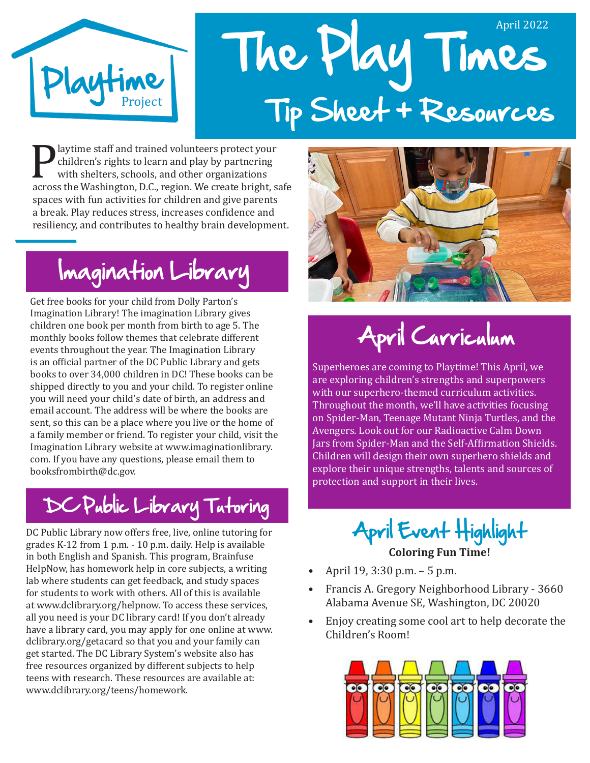April 2022

# The Play Times

## Tip Sheet + Resources

Playtime staff and trained volunteers protect your children's rights to learn and play by partnering with shelters, schools, and other organizations across the Washington, D.C., region. We create bright, safe spaces with fun activities for children and give parents a break. Play reduces stress, increases confidence and resiliency, and contributes to healthy brain development.

## Imagination Library

Get free books for your child from Dolly Parton's Imagination Library! The imagination Library gives children one book per month from birth to age 5. The monthly books follow themes that celebrate different events throughout the year. The Imagination Library is an official partner of the DC Public Library and gets books to over 34,000 children in DC! These books can be shipped directly to you and your child. To register online you will need your child's date of birth, an address and email account. The address will be where the books are sent, so this can be a place where you live or the home of a family member or friend. To register your child, visit the Imagination Library website at www.imaginationlibrary.com. If you have any questions, please email them to booksfrombirth@dc.gov.

## DC Public Library Tutoring

DC Public Library now offers free, live, online tutoring for grades K-12 from 1 p.m. - 10 p.m. daily. Help is available in both English and Spanish. This program, Brainfuse HelpNow, has homework help in core subjects, a writing lab where students can get feedback, and study spaces for students to work with others. All of this is available at www.dclibrary.org/helpnow. To access these services, all you need is your DC library card! If you don't already have a library card, you may apply for one online at www.dclibrary.org/getacard so that you and your family can get started. The DC Library System's website also has free resources organized by different subjects to help teens with research. These resources are available at: www.dclibrary.org/teens/homework.

## April Curriculum

Superheroes are coming to Playtime! This April, we are exploring children's strengths and superpowers with our superhero-themed curriculum activities. Throughout the month, we'll have activities focusing on Spider-Man, Teenage Mutant Ninja Turtles, and the Avengers. Look out for our Radioactive Calm Down Jars from Spider-Man and the Self-Affirmation Shields. Children will design their own superhero shields and explore their unique strengths, talents and sources of protection and support in their lives.

## April Event Highlight

**Coloring Fun Time!**

- April 19, 3:30 p.m. – 5 p.m.
- Francis A. Gregory Neighborhood Library - 3660 Alabama Avenue SE, Washington, DC 20020
- Enjoy creating some cool art to help decorate the Children's Room!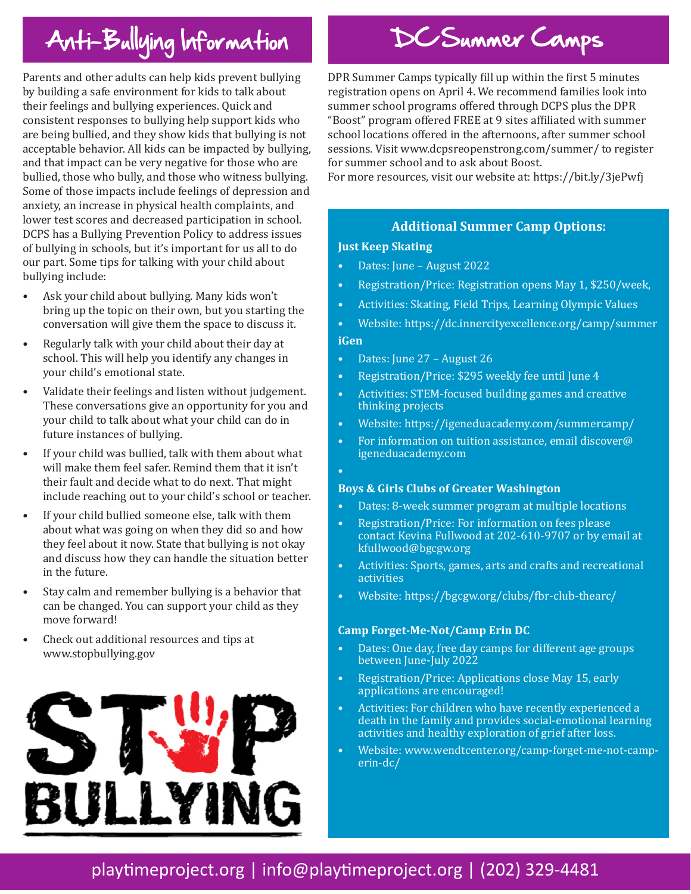# Anti-Bullying Information

Parents and other adults can help kids prevent bullying by building a safe environment for kids to talk about their feelings and bullying experiences. Quick and consistent responses to bullying help support kids who are being bullied, and they show kids that bullying is not acceptable behavior. All kids can be impacted by bullying, and that impact can be very negative for those who are bullied, those who bully, and those who witness bullying. Some of those impacts include feelings of depression and anxiety, an increase in physical health complaints, and lower test scores and decreased participation in school. DCPS has a Bullying Prevention Policy to address issues of bullying in schools, but it's important for us all to do our part. Some tips for talking with your child about bullying include:

- Ask your child about bullying. Many kids won't bring up the topic on their own, but you starting the conversation will give them the space to discuss it.
- Regularly talk with your child about their day at school. This will help you identify any changes in your child's emotional state.
- Validate their feelings and listen without judgement. These conversations give an opportunity for you and your child to talk about what your child can do in future instances of bullying.
- If your child was bullied, talk with them about what will make them feel safer. Remind them that it isn't their fault and decide what to do next. That might include reaching out to your child's school or teacher.
- If your child bullied someone else, talk with them about what was going on when they did so and how they feel about it now. State that bullying is not okay and discuss how they can handle the situation better in the future.
- Stay calm and remember bullying is a behavior that can be changed. You can support your child as they move forward!
- Check out additional resources and tips at www.stopbullying.gov

STOP BULLYING

# DC Summer Camps

DPR Summer Camps typically fill up within the first 5 minutes registration opens on April 4. We recommend families look into summer school programs offered through DCPS plus the DPR "Boost" program offered FREE at 9 sites affiliated with summer school locations offered in the afternoons, after summer school sessions. Visit www.dcpsreopenstrong.com/summer/ to register for summer school and to ask about Boost.
For more resources, visit our website at: https://bit.ly/3jePwfj

## Additional Summer Camp Options:

**Just Keep Skating**

- Dates: June – August 2022
- Registration/Price: Registration opens May 1, $250/week,
- Activities: Skating, Field Trips, Learning Olympic Values
- Website: https://dc.innercityexcellence.org/camp/summer

**iGen**

- Dates: June 27 – August 26
- Registration/Price: $295 weekly fee until June 4
- Activities: STEM-focused building games and creative thinking projects
- Website: https://igeneduacademy.com/summercamp/
- For information on tuition assistance, email discover@igeneduacademy.com

**Boys & Girls Clubs of Greater Washington**

- Dates: 8-week summer program at multiple locations
- Registration/Price: For information on fees please contact Kevina Fullwood at 202-610-9707 or by email at kfullwood@bgcgw.org
- Activities: Sports, games, arts and crafts and recreational activities
- Website: https://bgcgw.org/clubs/fbr-club-thearc/

**Camp Forget-Me-Not/Camp Erin DC**

- Dates: One day, free day camps for different age groups between June-July 2022
- Registration/Price: Applications close May 15, early applications are encouraged!
- Activities: For children who have recently experienced a death in the family and provides social-emotional learning activities and healthy exploration of grief after loss.
- Website: www.wendtcenter.org/camp-forget-me-not-camp-erin-dc/

playtimeproject.org | info@playtimeproject.org | (202) 329-4481